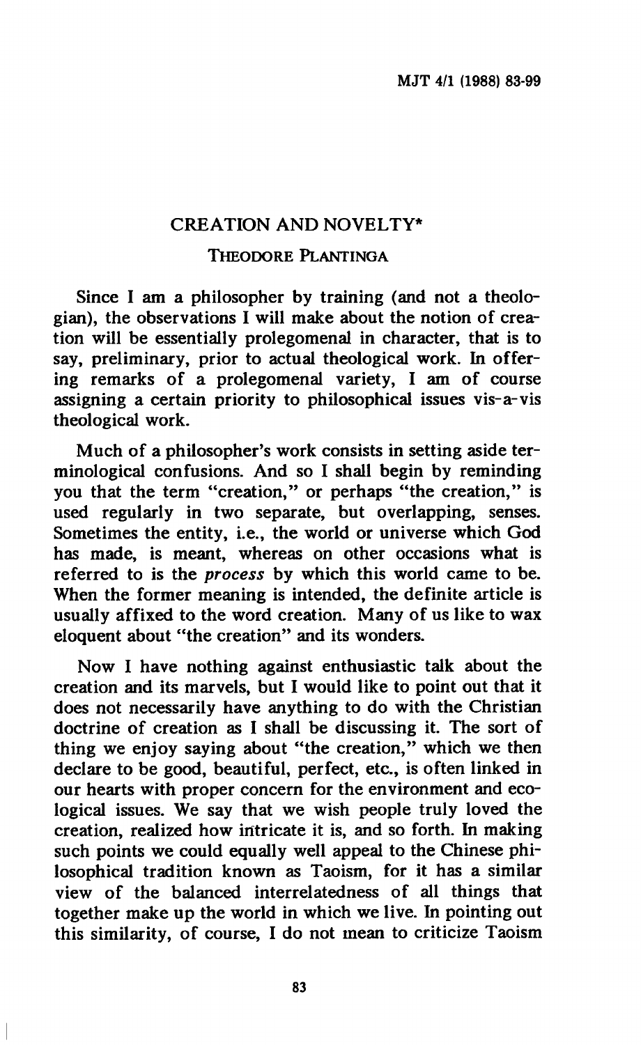# CREATION AND NOVELTY*

THEODORE PLANTINGA

Since I am a philosopher by training (and not a theologian), the observations I will make about the notion of creation will be essentially prolegomenal in character, that is to say, preliminary, prior to actual theological work. In offering remarks of a prolegomenal variety, I am of course assigning a certain priority to philosophical issues vis-a-vis theological work.

Much of a philosopher's work consists in setting aside terminological confusions. And so I shall begin by reminding you that the term "creation," or perhaps "the creation," is used regularly in two separate, but overlapping, senses. Sometimes the entity, i.e., the world or universe which God has made, is meant, whereas on other occasions what is referred to is the *process* by which this world came to be. When the former meaning is intended, the definite article is usually affixed to the word creation. Many of us like to wax eloquent about "the creation" and its wonders.

Now I have nothing against enthusiastic talk about the creation and its marvels, but I would like to point out that it does not necessarily have anything to do with the Christian doctrine of creation as I shall be discussing it. The sort of thing we enjoy saying about "the creation," which we then declare to be good, beautiful, perfect, etc., is often linked in our hearts with proper concern for the environment and ecological issues. We say that we wish people truly loved the creation, realized how intricate it is, and so forth. In making such points we could equally well appeal to the Chinese philosophical tradition known as Taoism, for it has a similar view of the balanced interrelatedness of all things that together make up the world in which we live. In pointing out this similarity, of course, I do not mean to criticize Taoism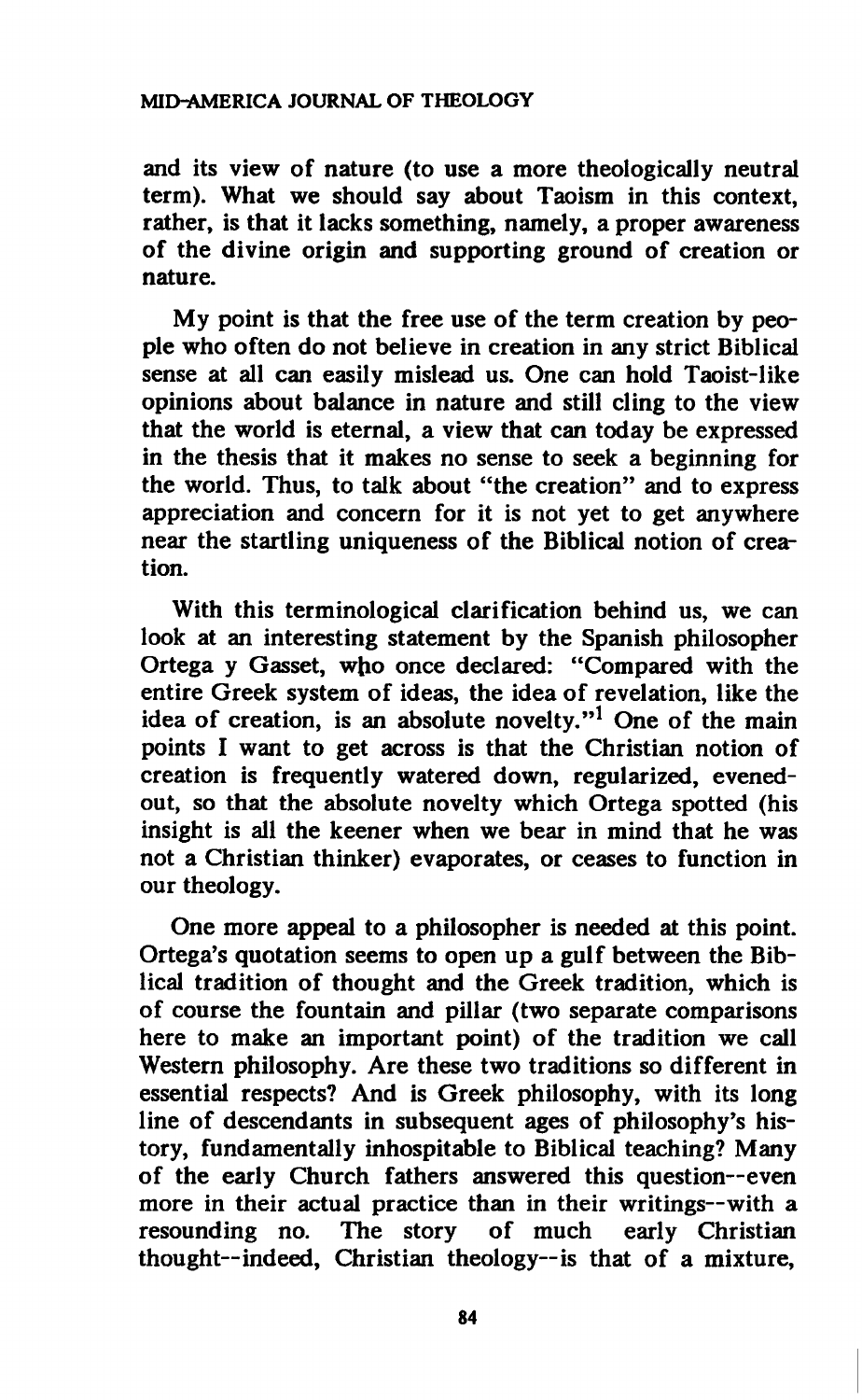and its view of nature (to use a more theologically neutral term). What we should say about Taoism in this context, rather, is that it lacks something, namely, a proper awareness of the divine origin and supporting ground of creation or nature.

My point is that the free use of the term creation by people who often do not believe in creation in any strict Biblical sense at all can easily mislead us. One can hold Taoist-like opinions about balance in nature and still cling to the view that the world is eternal, a view that can today be expressed in the thesis that it makes no sense to seek a beginning for the world. Thus, to talk about "the creation" and to express appreciation and concern for it is not yet to get anywhere near the startling uniqueness of the Biblical notion of creation.

With this terminological clarification behind us, we can look at an interesting statement by the Spanish philosopher Ortega y Gasset, who once declared: "Compared with the entire Greek system of ideas, the idea of revelation, like the idea of creation, is an absolute novelty."[1] One of the main points I want to get across is that the Christian notion of creation is frequently watered down, regularized, evened-out, so that the absolute novelty which Ortega spotted (his insight is all the keener when we bear in mind that he was not a Christian thinker) evaporates, or ceases to function in our theology.

One more appeal to a philosopher is needed at this point. Ortega's quotation seems to open up a gulf between the Biblical tradition of thought and the Greek tradition, which is of course the fountain and pillar (two separate comparisons here to make an important point) of the tradition we call Western philosophy. Are these two traditions so different in essential respects? And is Greek philosophy, with its long line of descendants in subsequent ages of philosophy's history, fundamentally inhospitable to Biblical teaching? Many of the early Church fathers answered this question--even more in their actual practice than in their writings--with a resounding no. The story of much early Christian thought--indeed, Christian theology--is that of a mixture,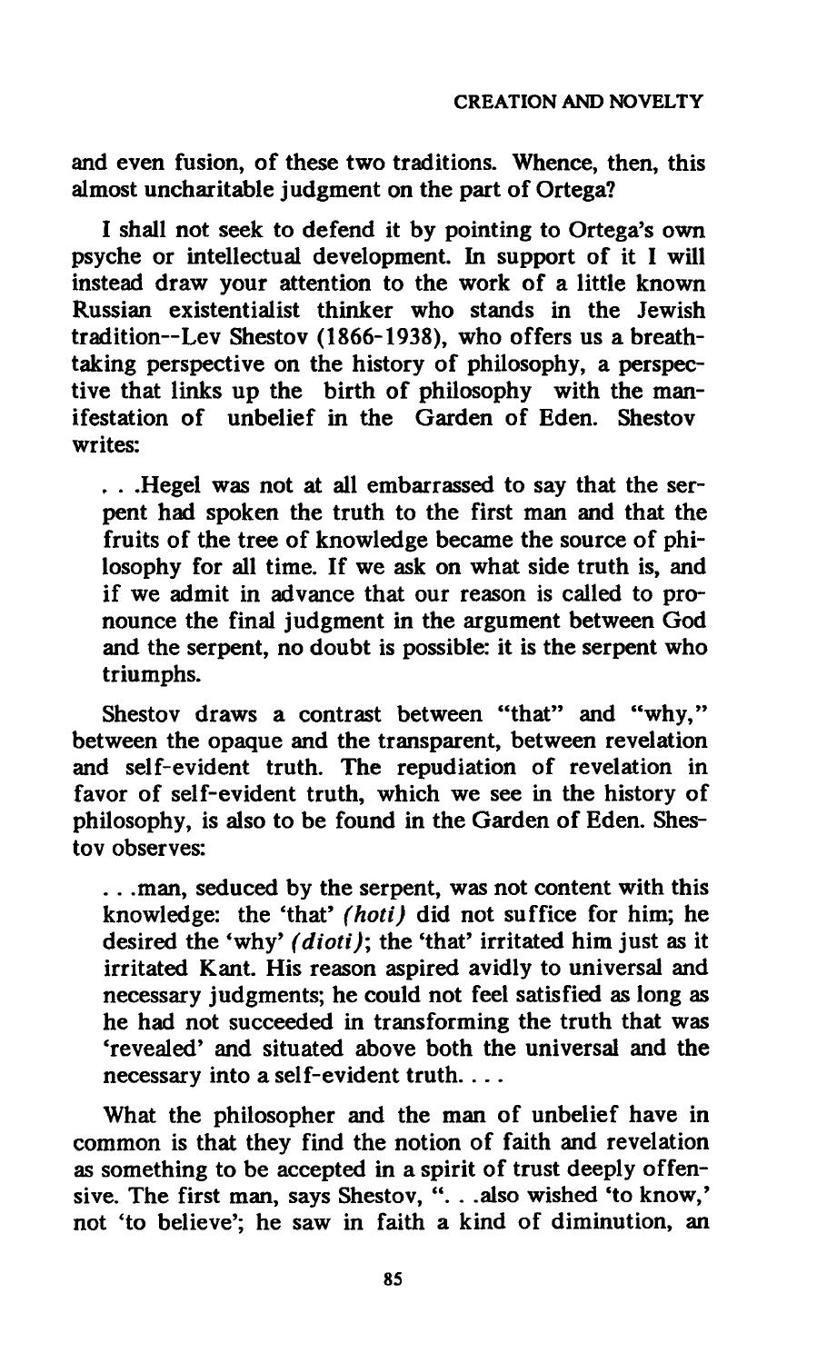and even fusion, of these two traditions. Whence, then, this almost uncharitable judgment on the part of Ortega?

I shall not seek to defend it by pointing to Ortega's own psyche or intellectual development. In support of it I will instead draw your attention to the work of a little known Russian existentialist thinker who stands in the Jewish tradition--Lev Shestov (1866-1938), who offers us a breathtaking perspective on the history of philosophy, a perspective that links up the birth of philosophy with the manifestation of unbelief in the Garden of Eden. Shestov writes:

> . . .Hegel was not at all embarrassed to say that the serpent had spoken the truth to the first man and that the fruits of the tree of knowledge became the source of philosophy for all time. If we ask on what side truth is, and if we admit in advance that our reason is called to pronounce the final judgment in the argument between God and the serpent, no doubt is possible: it is the serpent who triumphs.

Shestov draws a contrast between "that" and "why," between the opaque and the transparent, between revelation and self-evident truth. The repudiation of revelation in favor of self-evident truth, which we see in the history of philosophy, is also to be found in the Garden of Eden. Shestov observes:

> . . .man, seduced by the serpent, was not content with this knowledge: the 'that' *(hoti)* did not suffice for him; he desired the 'why' *(dioti)*; the 'that' irritated him just as it irritated Kant. His reason aspired avidly to universal and necessary judgments; he could not feel satisfied as long as he had not succeeded in transforming the truth that was 'revealed' and situated above both the universal and the necessary into a self-evident truth. . . .

What the philosopher and the man of unbelief have in common is that they find the notion of faith and revelation as something to be accepted in a spirit of trust deeply offensive. The first man, says Shestov, ". . .also wished 'to know,' not 'to believe'; he saw in faith a kind of diminution, an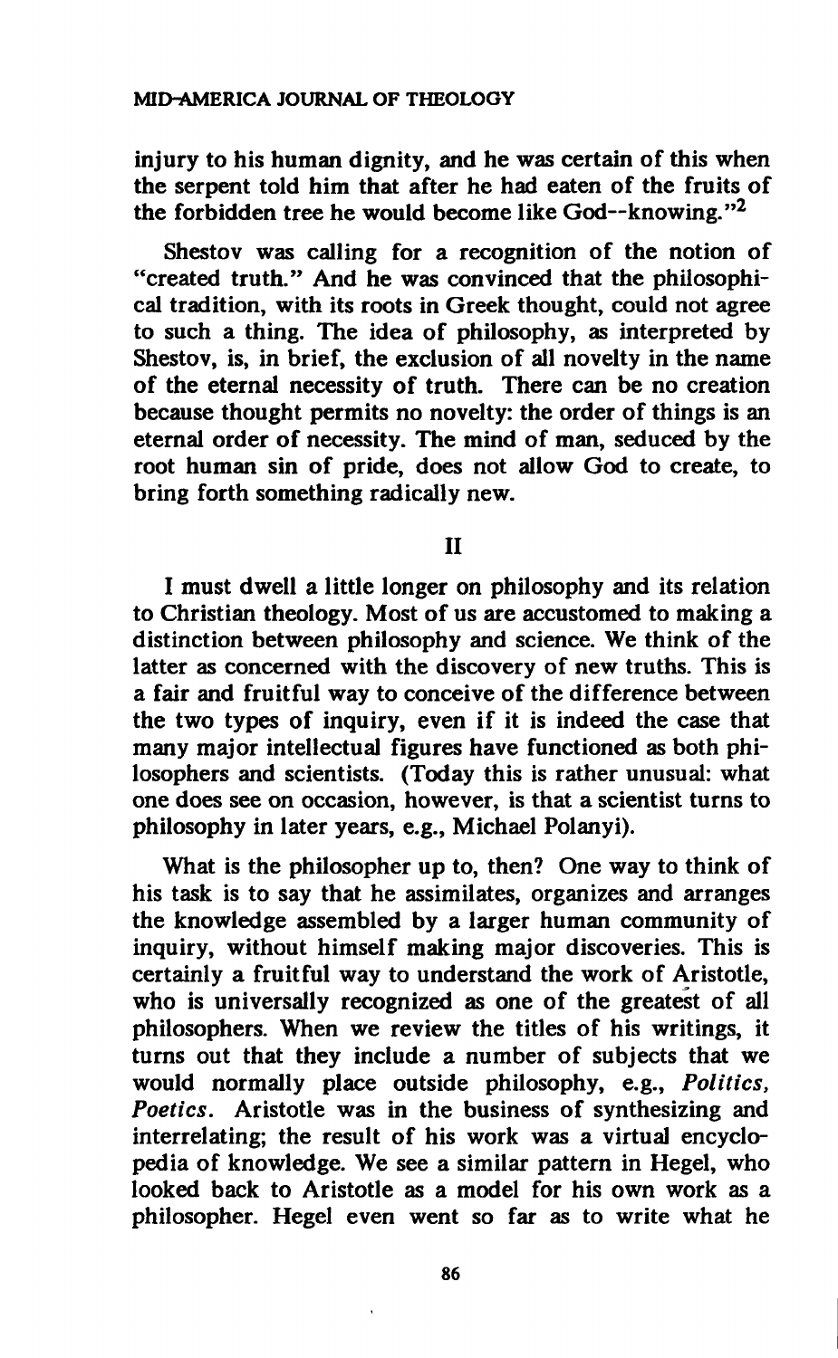injury to his human dignity, and he was certain of this when the serpent told him that after he had eaten of the fruits of the forbidden tree he would become like God--knowing."[2]

Shestov was calling for a recognition of the notion of "created truth." And he was convinced that the philosophical tradition, with its roots in Greek thought, could not agree to such a thing. The idea of philosophy, as interpreted by Shestov, is, in brief, the exclusion of all novelty in the name of the eternal necessity of truth. There can be no creation because thought permits no novelty: the order of things is an eternal order of necessity. The mind of man, seduced by the root human sin of pride, does not allow God to create, to bring forth something radically new.

## II

I must dwell a little longer on philosophy and its relation to Christian theology. Most of us are accustomed to making a distinction between philosophy and science. We think of the latter as concerned with the discovery of new truths. This is a fair and fruitful way to conceive of the difference between the two types of inquiry, even if it is indeed the case that many major intellectual figures have functioned as both philosophers and scientists. (Today this is rather unusual: what one does see on occasion, however, is that a scientist turns to philosophy in later years, e.g., Michael Polanyi).

What is the philosopher up to, then? One way to think of his task is to say that he assimilates, organizes and arranges the knowledge assembled by a larger human community of inquiry, without himself making major discoveries. This is certainly a fruitful way to understand the work of Aristotle, who is universally recognized as one of the greatest of all philosophers. When we review the titles of his writings, it turns out that they include a number of subjects that we would normally place outside philosophy, e.g., *Politics*, *Poetics*. Aristotle was in the business of synthesizing and interrelating; the result of his work was a virtual encyclopedia of knowledge. We see a similar pattern in Hegel, who looked back to Aristotle as a model for his own work as a philosopher. Hegel even went so far as to write what he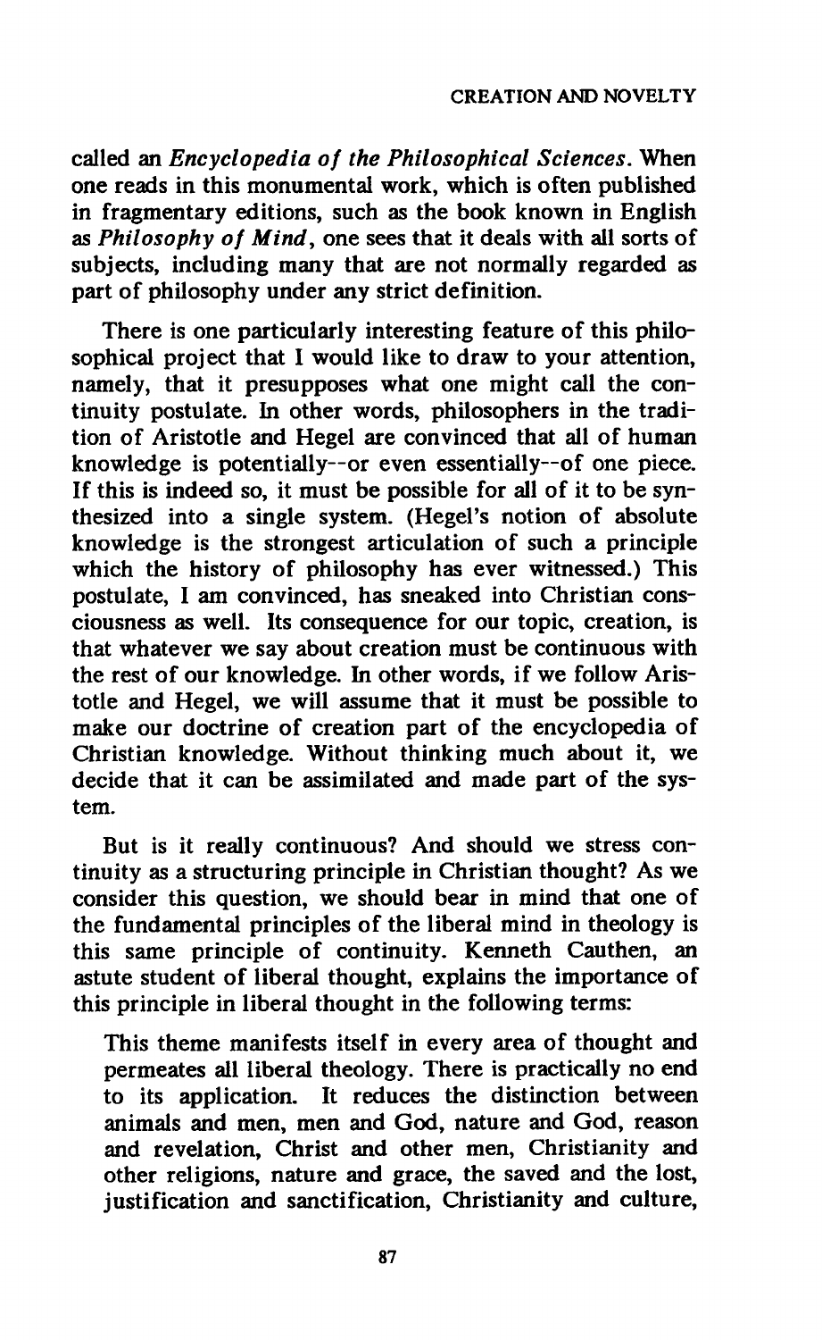called an *Encyclopedia of the Philosophical Sciences*. When one reads in this monumental work, which is often published in fragmentary editions, such as the book known in English as *Philosophy of Mind*, one sees that it deals with all sorts of subjects, including many that are not normally regarded as part of philosophy under any strict definition.

There is one particularly interesting feature of this philosophical project that I would like to draw to your attention, namely, that it presupposes what one might call the continuity postulate. In other words, philosophers in the tradition of Aristotle and Hegel are convinced that all of human knowledge is potentially--or even essentially--of one piece. If this is indeed so, it must be possible for all of it to be synthesized into a single system. (Hegel's notion of absolute knowledge is the strongest articulation of such a principle which the history of philosophy has ever witnessed.) This postulate, I am convinced, has sneaked into Christian consciousness as well. Its consequence for our topic, creation, is that whatever we say about creation must be continuous with the rest of our knowledge. In other words, if we follow Aristotle and Hegel, we will assume that it must be possible to make our doctrine of creation part of the encyclopedia of Christian knowledge. Without thinking much about it, we decide that it can be assimilated and made part of the system.

But is it really continuous? And should we stress continuity as a structuring principle in Christian thought? As we consider this question, we should bear in mind that one of the fundamental principles of the liberal mind in theology is this same principle of continuity. Kenneth Cauthen, an astute student of liberal thought, explains the importance of this principle in liberal thought in the following terms:

> This theme manifests itself in every area of thought and permeates all liberal theology. There is practically no end to its application. It reduces the distinction between animals and men, men and God, nature and God, reason and revelation, Christ and other men, Christianity and other religions, nature and grace, the saved and the lost, justification and sanctification, Christianity and culture,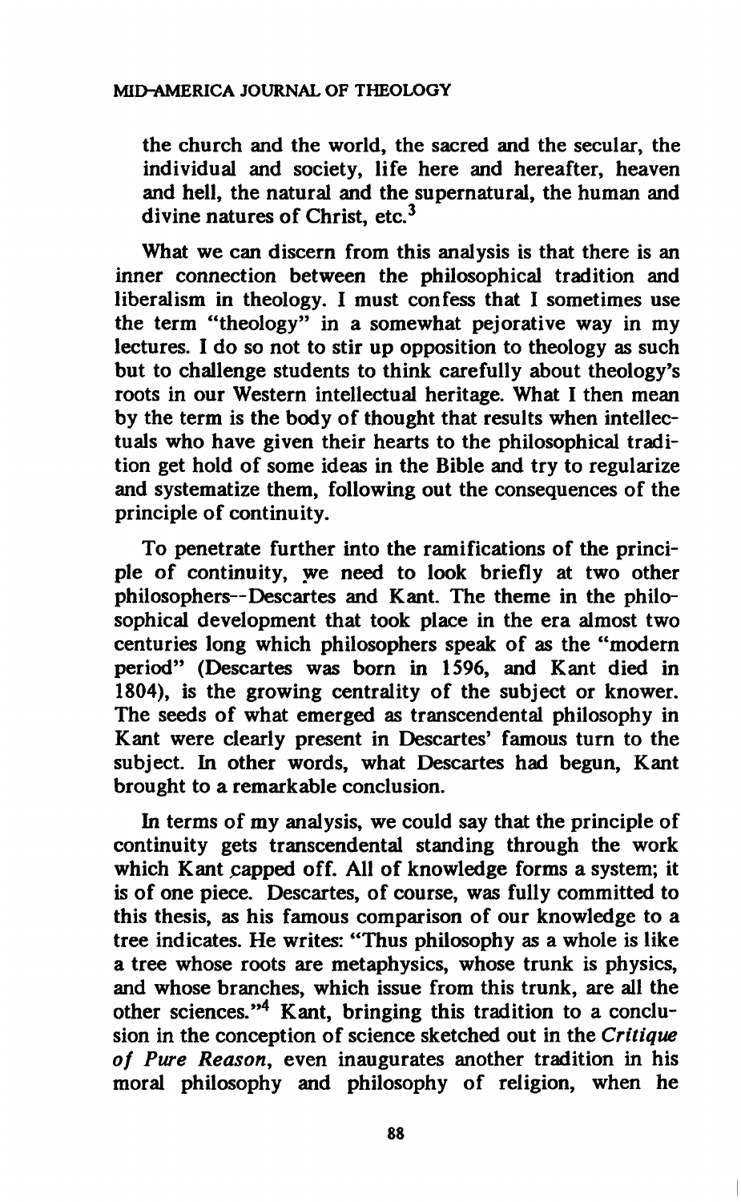the church and the world, the sacred and the secular, the individual and society, life here and hereafter, heaven and hell, the natural and the supernatural, the human and divine natures of Christ, etc.[3]

What we can discern from this analysis is that there is an inner connection between the philosophical tradition and liberalism in theology. I must confess that I sometimes use the term "theology" in a somewhat pejorative way in my lectures. I do so not to stir up opposition to theology as such but to challenge students to think carefully about theology's roots in our Western intellectual heritage. What I then mean by the term is the body of thought that results when intellectuals who have given their hearts to the philosophical tradition get hold of some ideas in the Bible and try to regularize and systematize them, following out the consequences of the principle of continuity.

To penetrate further into the ramifications of the principle of continuity, we need to look briefly at two other philosophers--Descartes and Kant. The theme in the philosophical development that took place in the era almost two centuries long which philosophers speak of as the "modern period" (Descartes was born in 1596, and Kant died in 1804), is the growing centrality of the subject or knower. The seeds of what emerged as transcendental philosophy in Kant were clearly present in Descartes' famous turn to the subject. In other words, what Descartes had begun, Kant brought to a remarkable conclusion.

In terms of my analysis, we could say that the principle of continuity gets transcendental standing through the work which Kant capped off. All of knowledge forms a system; it is of one piece. Descartes, of course, was fully committed to this thesis, as his famous comparison of our knowledge to a tree indicates. He writes: "Thus philosophy as a whole is like a tree whose roots are metaphysics, whose trunk is physics, and whose branches, which issue from this trunk, are all the other sciences."[4] Kant, bringing this tradition to a conclusion in the conception of science sketched out in the *Critique of Pure Reason*, even inaugurates another tradition in his moral philosophy and philosophy of religion, when he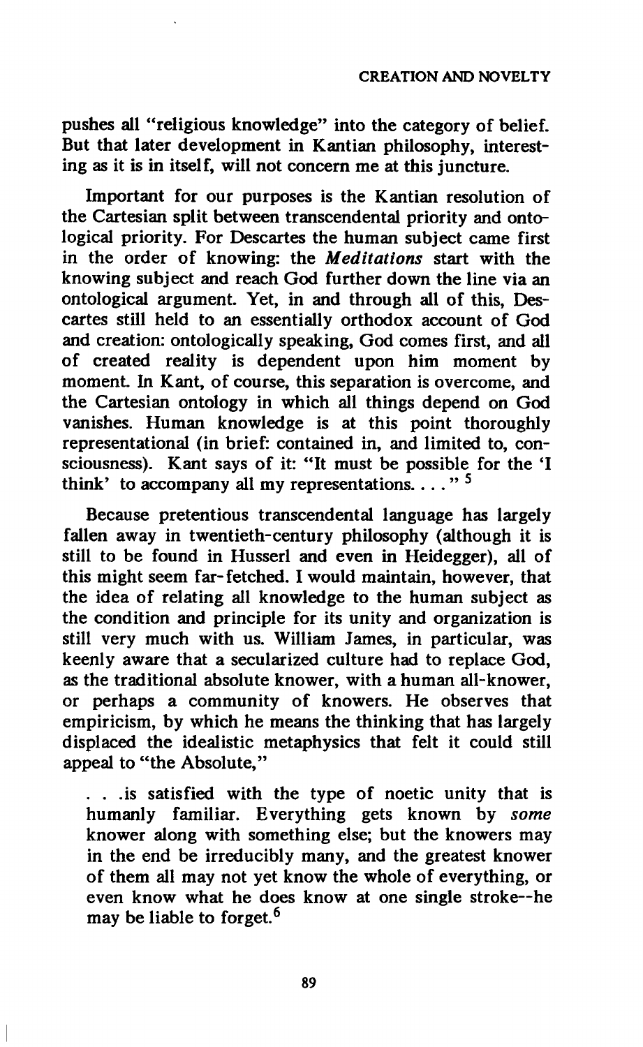pushes all "religious knowledge" into the category of belief. But that later development in Kantian philosophy, interesting as it is in itself, will not concern me at this juncture.

Important for our purposes is the Kantian resolution of the Cartesian split between transcendental priority and ontological priority. For Descartes the human subject came first in the order of knowing: the *Meditations* start with the knowing subject and reach God further down the line via an ontological argument. Yet, in and through all of this, Descartes still held to an essentially orthodox account of God and creation: ontologically speaking, God comes first, and all of created reality is dependent upon him moment by moment. In Kant, of course, this separation is overcome, and the Cartesian ontology in which all things depend on God vanishes. Human knowledge is at this point thoroughly representational (in brief: contained in, and limited to, consciousness). Kant says of it: "It must be possible for the 'I think' to accompany all my representations. . . ."[5]

Because pretentious transcendental language has largely fallen away in twentieth-century philosophy (although it is still to be found in Husserl and even in Heidegger), all of this might seem far-fetched. I would maintain, however, that the idea of relating all knowledge to the human subject as the condition and principle for its unity and organization is still very much with us. William James, in particular, was keenly aware that a secularized culture had to replace God, as the traditional absolute knower, with a human all-knower, or perhaps a community of knowers. He observes that empiricism, by which he means the thinking that has largely displaced the idealistic metaphysics that felt it could still appeal to "the Absolute,"

> . . .is satisfied with the type of noetic unity that is humanly familiar. Everything gets known by *some* knower along with something else; but the knowers may in the end be irreducibly many, and the greatest knower of them all may not yet know the whole of everything, or even know what he does know at one single stroke--he may be liable to forget.[6]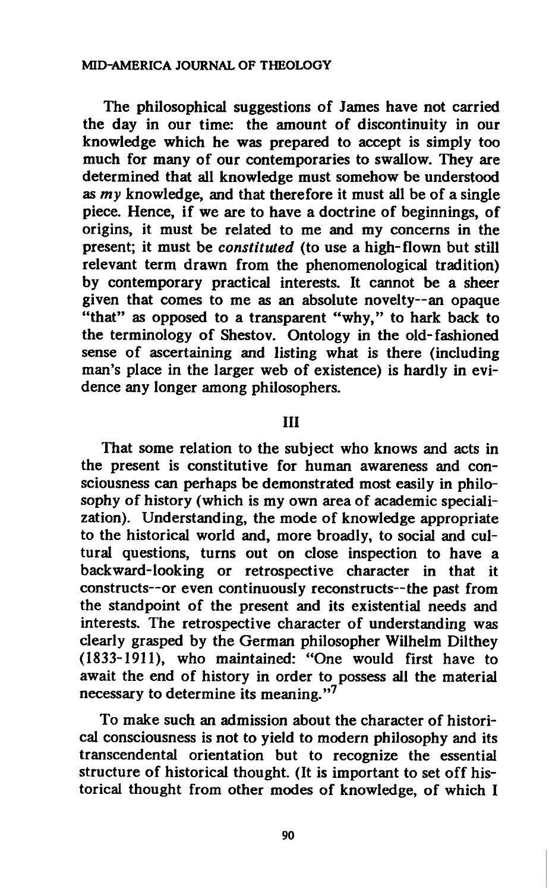The philosophical suggestions of James have not carried the day in our time: the amount of discontinuity in our knowledge which he was prepared to accept is simply too much for many of our contemporaries to swallow. They are determined that all knowledge must somehow be understood as *my* knowledge, and that therefore it must all be of a single piece. Hence, if we are to have a doctrine of beginnings, of origins, it must be related to me and my concerns in the present; it must be *constituted* (to use a high-flown but still relevant term drawn from the phenomenological tradition) by contemporary practical interests. It cannot be a sheer given that comes to me as an absolute novelty--an opaque "that" as opposed to a transparent "why," to hark back to the terminology of Shestov. Ontology in the old-fashioned sense of ascertaining and listing what is there (including man's place in the larger web of existence) is hardly in evidence any longer among philosophers.

## III

That some relation to the subject who knows and acts in the present is constitutive for human awareness and consciousness can perhaps be demonstrated most easily in philosophy of history (which is my own area of academic specialization). Understanding, the mode of knowledge appropriate to the historical world and, more broadly, to social and cultural questions, turns out on close inspection to have a backward-looking or retrospective character in that it constructs--or even continuously reconstructs--the past from the standpoint of the present and its existential needs and interests. The retrospective character of understanding was clearly grasped by the German philosopher Wilhelm Dilthey (1833-1911), who maintained: "One would first have to await the end of history in order to possess all the material necessary to determine its meaning."[7]

To make such an admission about the character of historical consciousness is not to yield to modern philosophy and its transcendental orientation but to recognize the essential structure of historical thought. (It is important to set off historical thought from other modes of knowledge, of which I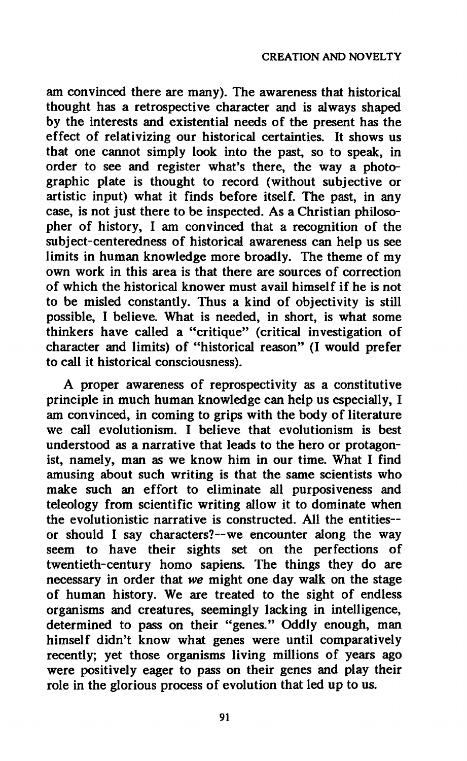am convinced there are many). The awareness that historical thought has a retrospective character and is always shaped by the interests and existential needs of the present has the effect of relativizing our historical certainties. It shows us that one cannot simply look into the past, so to speak, in order to see and register what's there, the way a photographic plate is thought to record (without subjective or artistic input) what it finds before itself. The past, in any case, is not just there to be inspected. As a Christian philosopher of history, I am convinced that a recognition of the subject-centeredness of historical awareness can help us see limits in human knowledge more broadly. The theme of my own work in this area is that there are sources of correction of which the historical knower must avail himself if he is not to be misled constantly. Thus a kind of objectivity is still possible, I believe. What is needed, in short, is what some thinkers have called a "critique" (critical investigation of character and limits) of "historical reason" (I would prefer to call it historical consciousness).

A proper awareness of reprospectivity as a constitutive principle in much human knowledge can help us especially, I am convinced, in coming to grips with the body of literature we call evolutionism. I believe that evolutionism is best understood as a narrative that leads to the hero or protagonist, namely, man as we know him in our time. What I find amusing about such writing is that the same scientists who make such an effort to eliminate all purposiveness and teleology from scientific writing allow it to dominate when the evolutionistic narrative is constructed. All the entities--or should I say characters?--we encounter along the way seem to have their sights set on the perfections of twentieth-century homo sapiens. The things they do are necessary in order that *we* might one day walk on the stage of human history. We are treated to the sight of endless organisms and creatures, seemingly lacking in intelligence, determined to pass on their "genes." Oddly enough, man himself didn't know what genes were until comparatively recently; yet those organisms living millions of years ago were positively eager to pass on their genes and play their role in the glorious process of evolution that led up to us.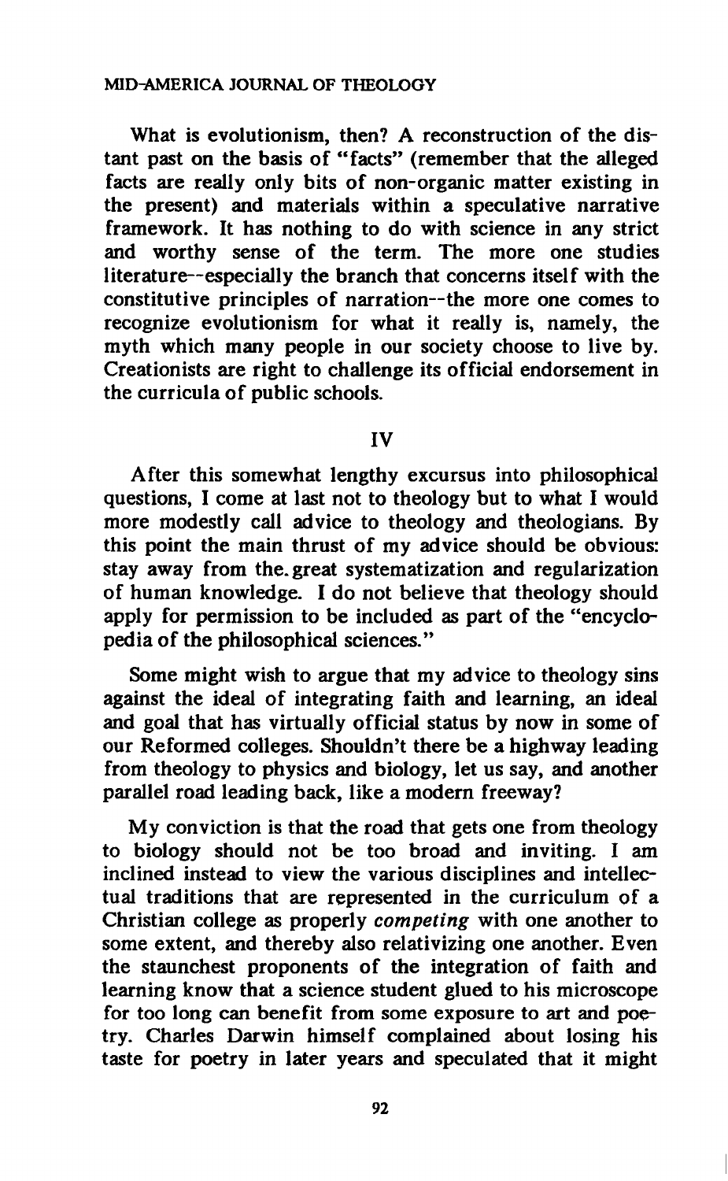What is evolutionism, then? A reconstruction of the distant past on the basis of "facts" (remember that the alleged facts are really only bits of non-organic matter existing in the present) and materials within a speculative narrative framework. It has nothing to do with science in any strict and worthy sense of the term. The more one studies literature--especially the branch that concerns itself with the constitutive principles of narration--the more one comes to recognize evolutionism for what it really is, namely, the myth which many people in our society choose to live by. Creationists are right to challenge its official endorsement in the curricula of public schools.

## IV

After this somewhat lengthy excursus into philosophical questions, I come at last not to theology but to what I would more modestly call advice to theology and theologians. By this point the main thrust of my advice should be obvious: stay away from the great systematization and regularization of human knowledge. I do not believe that theology should apply for permission to be included as part of the "encyclopedia of the philosophical sciences."

Some might wish to argue that my advice to theology sins against the ideal of integrating faith and learning, an ideal and goal that has virtually official status by now in some of our Reformed colleges. Shouldn't there be a highway leading from theology to physics and biology, let us say, and another parallel road leading back, like a modern freeway?

My conviction is that the road that gets one from theology to biology should not be too broad and inviting. I am inclined instead to view the various disciplines and intellectual traditions that are represented in the curriculum of a Christian college as properly *competing* with one another to some extent, and thereby also relativizing one another. Even the staunchest proponents of the integration of faith and learning know that a science student glued to his microscope for too long can benefit from some exposure to art and poetry. Charles Darwin himself complained about losing his taste for poetry in later years and speculated that it might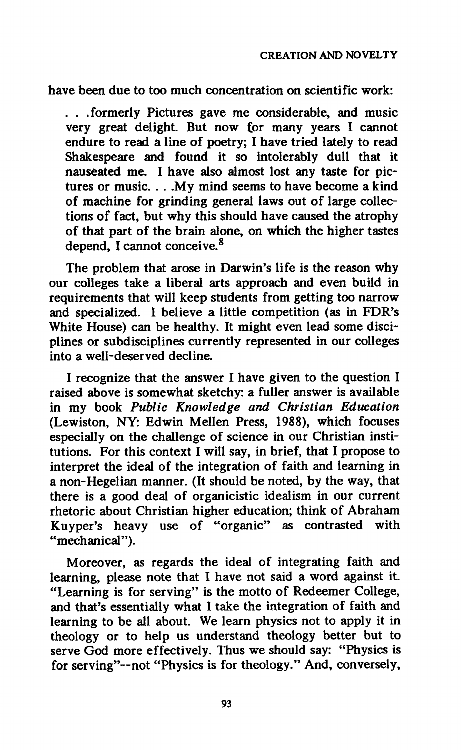have been due to too much concentration on scientific work:

> . . .formerly Pictures gave me considerable, and music very great delight. But now for many years I cannot endure to read a line of poetry; I have tried lately to read Shakespeare and found it so intolerably dull that it nauseated me. I have also almost lost any taste for pictures or music. . . .My mind seems to have become a kind of machine for grinding general laws out of large collections of fact, but why this should have caused the atrophy of that part of the brain alone, on which the higher tastes depend, I cannot conceive.[8]

The problem that arose in Darwin's life is the reason why our colleges take a liberal arts approach and even build in requirements that will keep students from getting too narrow and specialized. I believe a little competition (as in FDR's White House) can be healthy. It might even lead some disciplines or subdisciplines currently represented in our colleges into a well-deserved decline.

I recognize that the answer I have given to the question I raised above is somewhat sketchy: a fuller answer is available in my book *Public Knowledge and Christian Education* (Lewiston, NY: Edwin Mellen Press, 1988), which focuses especially on the challenge of science in our Christian institutions. For this context I will say, in brief, that I propose to interpret the ideal of the integration of faith and learning in a non-Hegelian manner. (It should be noted, by the way, that there is a good deal of organicistic idealism in our current rhetoric about Christian higher education; think of Abraham Kuyper's heavy use of "organic" as contrasted with "mechanical").

Moreover, as regards the ideal of integrating faith and learning, please note that I have not said a word against it. "Learning is for serving" is the motto of Redeemer College, and that's essentially what I take the integration of faith and learning to be all about. We learn physics not to apply it in theology or to help us understand theology better but to serve God more effectively. Thus we should say: "Physics is for serving"--not "Physics is for theology." And, conversely,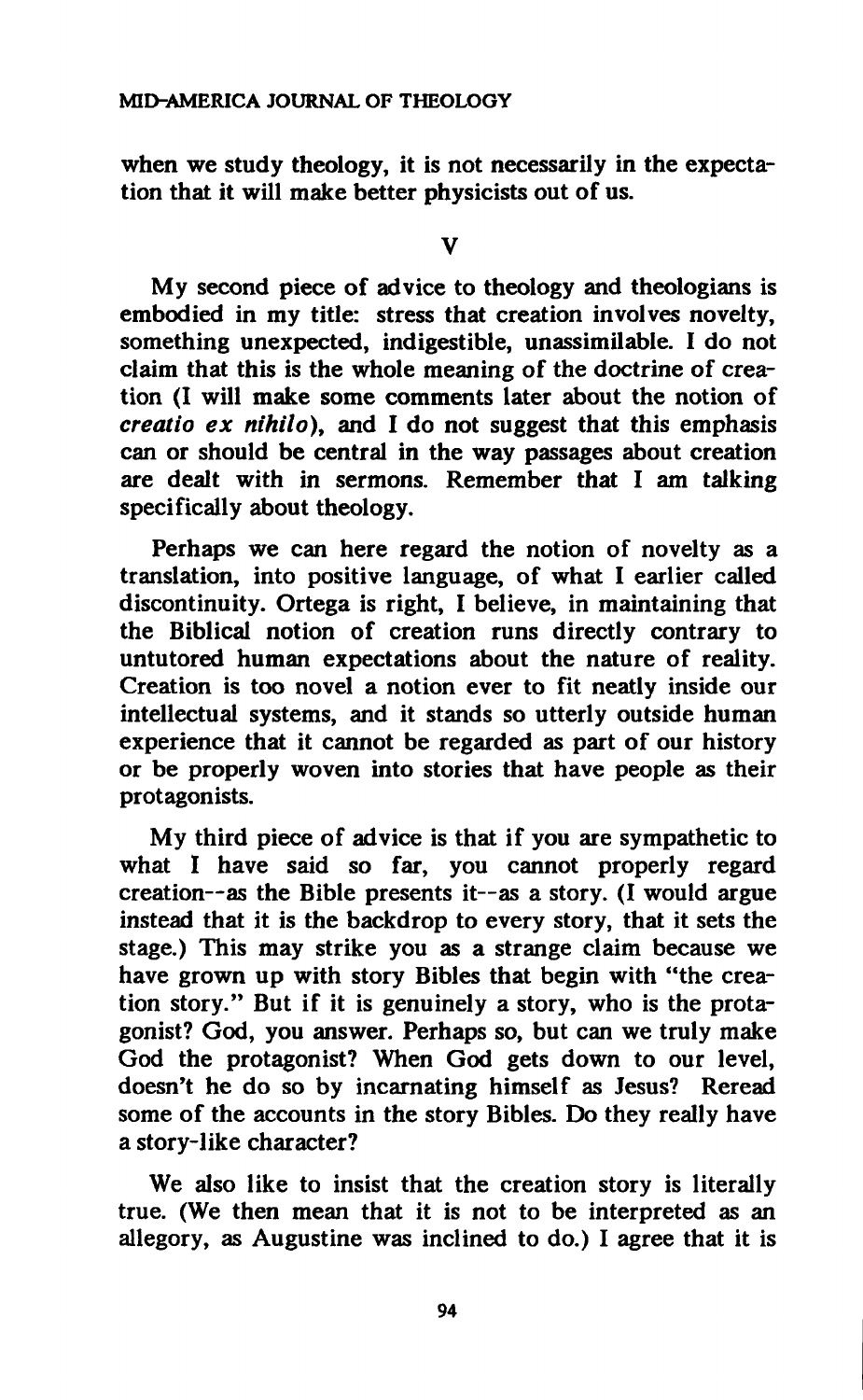when we study theology, it is not necessarily in the expectation that it will make better physicists out of us.

## V

My second piece of advice to theology and theologians is embodied in my title: stress that creation involves novelty, something unexpected, indigestible, unassimilable. I do not claim that this is the whole meaning of the doctrine of creation (I will make some comments later about the notion of *creatio ex nihilo*), and I do not suggest that this emphasis can or should be central in the way passages about creation are dealt with in sermons. Remember that I am talking specifically about theology.

Perhaps we can here regard the notion of novelty as a translation, into positive language, of what I earlier called discontinuity. Ortega is right, I believe, in maintaining that the Biblical notion of creation runs directly contrary to untutored human expectations about the nature of reality. Creation is too novel a notion ever to fit neatly inside our intellectual systems, and it stands so utterly outside human experience that it cannot be regarded as part of our history or be properly woven into stories that have people as their protagonists.

My third piece of advice is that if you are sympathetic to what I have said so far, you cannot properly regard creation--as the Bible presents it--as a story. (I would argue instead that it is the backdrop to every story, that it sets the stage.) This may strike you as a strange claim because we have grown up with story Bibles that begin with "the creation story." But if it is genuinely a story, who is the protagonist? God, you answer. Perhaps so, but can we truly make God the protagonist? When God gets down to our level, doesn't he do so by incarnating himself as Jesus? Reread some of the accounts in the story Bibles. Do they really have a story-like character?

We also like to insist that the creation story is literally true. (We then mean that it is not to be interpreted as an allegory, as Augustine was inclined to do.) I agree that it is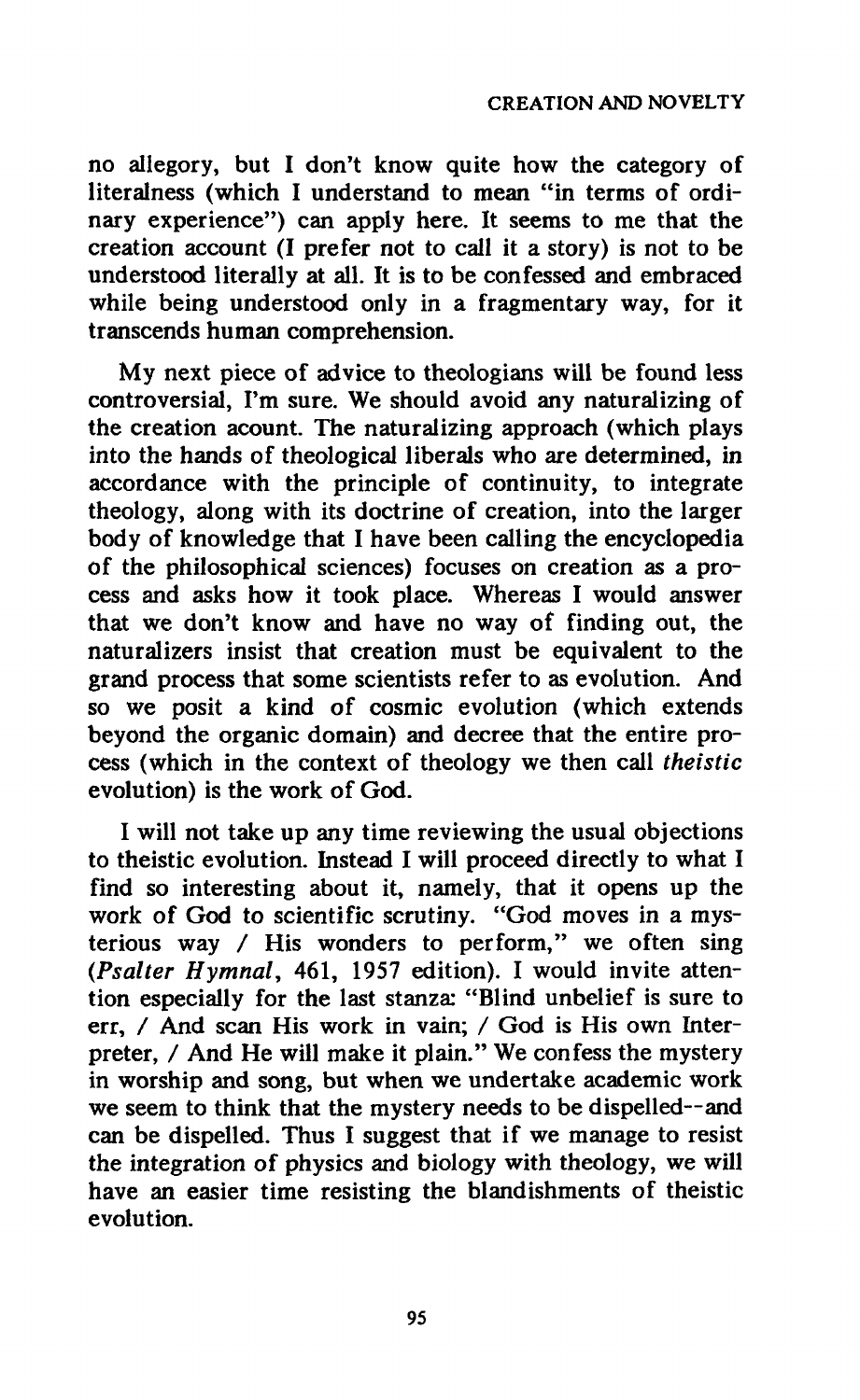no allegory, but I don't know quite how the category of literalness (which I understand to mean "in terms of ordinary experience") can apply here. It seems to me that the creation account (I prefer not to call it a story) is not to be understood literally at all. It is to be confessed and embraced while being understood only in a fragmentary way, for it transcends human comprehension.

My next piece of advice to theologians will be found less controversial, I'm sure. We should avoid any naturalizing of the creation acount. The naturalizing approach (which plays into the hands of theological liberals who are determined, in accordance with the principle of continuity, to integrate theology, along with its doctrine of creation, into the larger body of knowledge that I have been calling the encyclopedia of the philosophical sciences) focuses on creation as a process and asks how it took place. Whereas I would answer that we don't know and have no way of finding out, the naturalizers insist that creation must be equivalent to the grand process that some scientists refer to as evolution. And so we posit a kind of cosmic evolution (which extends beyond the organic domain) and decree that the entire process (which in the context of theology we then call *theistic* evolution) is the work of God.

I will not take up any time reviewing the usual objections to theistic evolution. Instead I will proceed directly to what I find so interesting about it, namely, that it opens up the work of God to scientific scrutiny. "God moves in a mysterious way / His wonders to perform," we often sing (*Psalter Hymnal*, 461, 1957 edition). I would invite attention especially for the last stanza: "Blind unbelief is sure to err, / And scan His work in vain; / God is His own Interpreter, / And He will make it plain." We confess the mystery in worship and song, but when we undertake academic work we seem to think that the mystery needs to be dispelled--and can be dispelled. Thus I suggest that if we manage to resist the integration of physics and biology with theology, we will have an easier time resisting the blandishments of theistic evolution.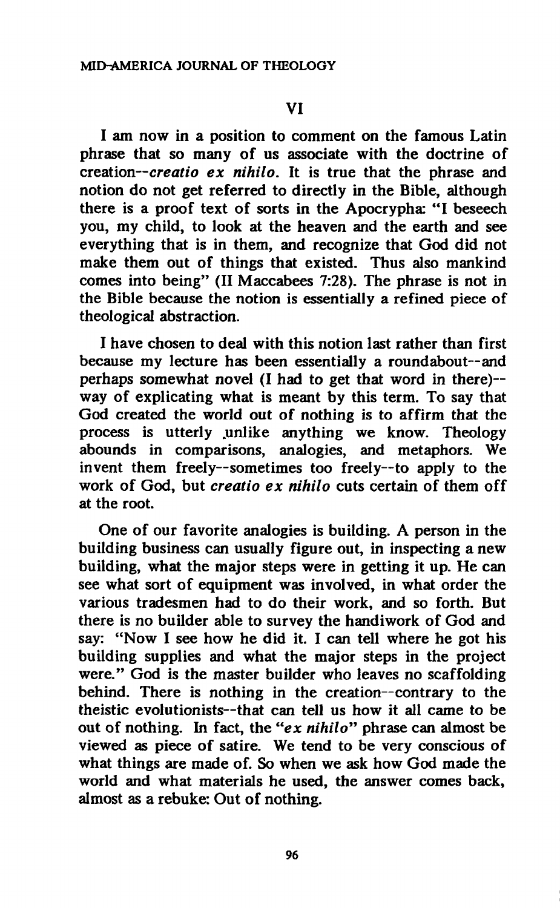## VI

I am now in a position to comment on the famous Latin phrase that so many of us associate with the doctrine of creation--*creatio ex nihilo*. It is true that the phrase and notion do not get referred to directly in the Bible, although there is a proof text of sorts in the Apocrypha: "I beseech you, my child, to look at the heaven and the earth and see everything that is in them, and recognize that God did not make them out of things that existed. Thus also mankind comes into being" (II Maccabees 7:28). The phrase is not in the Bible because the notion is essentially a refined piece of theological abstraction.

I have chosen to deal with this notion last rather than first because my lecture has been essentially a roundabout--and perhaps somewhat novel (I had to get that word in there)--way of explicating what is meant by this term. To say that God created the world out of nothing is to affirm that the process is utterly unlike anything we know. Theology abounds in comparisons, analogies, and metaphors. We invent them freely--sometimes too freely--to apply to the work of God, but *creatio ex nihilo* cuts certain of them off at the root.

One of our favorite analogies is building. A person in the building business can usually figure out, in inspecting a new building, what the major steps were in getting it up. He can see what sort of equipment was involved, in what order the various tradesmen had to do their work, and so forth. But there is no builder able to survey the handiwork of God and say: "Now I see how he did it. I can tell where he got his building supplies and what the major steps in the project were." God is the master builder who leaves no scaffolding behind. There is nothing in the creation--contrary to the theistic evolutionists--that can tell us how it all came to be out of nothing. In fact, the "*ex nihilo*" phrase can almost be viewed as piece of satire. We tend to be very conscious of what things are made of. So when we ask how God made the world and what materials he used, the answer comes back, almost as a rebuke: Out of nothing.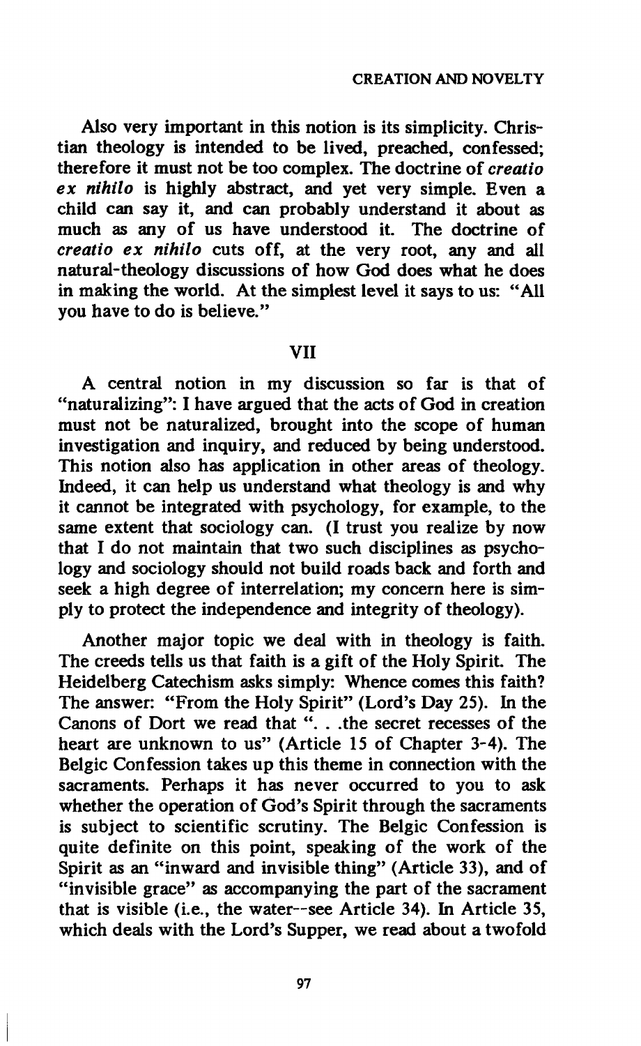Also very important in this notion is its simplicity. Christian theology is intended to be lived, preached, confessed; therefore it must not be too complex. The doctrine of *creatio ex nihilo* is highly abstract, and yet very simple. Even a child can say it, and can probably understand it about as much as any of us have understood it. The doctrine of *creatio ex nihilo* cuts off, at the very root, any and all natural-theology discussions of how God does what he does in making the world. At the simplest level it says to us: "All you have to do is believe."

## VII

A central notion in my discussion so far is that of "naturalizing": I have argued that the acts of God in creation must not be naturalized, brought into the scope of human investigation and inquiry, and reduced by being understood. This notion also has application in other areas of theology. Indeed, it can help us understand what theology is and why it cannot be integrated with psychology, for example, to the same extent that sociology can. (I trust you realize by now that I do not maintain that two such disciplines as psychology and sociology should not build roads back and forth and seek a high degree of interrelation; my concern here is simply to protect the independence and integrity of theology).

Another major topic we deal with in theology is faith. The creeds tells us that faith is a gift of the Holy Spirit. The Heidelberg Catechism asks simply: Whence comes this faith? The answer: "From the Holy Spirit" (Lord's Day 25). In the Canons of Dort we read that ". . .the secret recesses of the heart are unknown to us" (Article 15 of Chapter 3-4). The Belgic Confession takes up this theme in connection with the sacraments. Perhaps it has never occurred to you to ask whether the operation of God's Spirit through the sacraments is subject to scientific scrutiny. The Belgic Confession is quite definite on this point, speaking of the work of the Spirit as an "inward and invisible thing" (Article 33), and of "invisible grace" as accompanying the part of the sacrament that is visible (i.e., the water--see Article 34). In Article 35, which deals with the Lord's Supper, we read about a twofold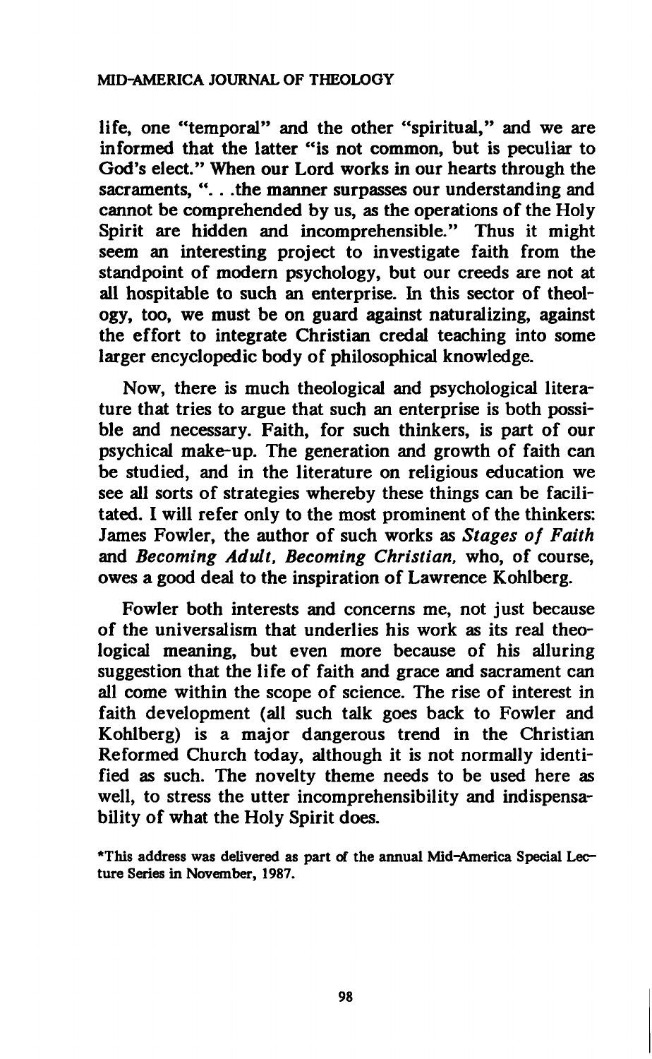life, one "temporal" and the other "spiritual," and we are informed that the latter "is not common, but is peculiar to God's elect." When our Lord works in our hearts through the sacraments, ". . .the manner surpasses our understanding and cannot be comprehended by us, as the operations of the Holy Spirit are hidden and incomprehensible." Thus it might seem an interesting project to investigate faith from the standpoint of modern psychology, but our creeds are not at all hospitable to such an enterprise. In this sector of theology, too, we must be on guard against naturalizing, against the effort to integrate Christian credal teaching into some larger encyclopedic body of philosophical knowledge.

Now, there is much theological and psychological literature that tries to argue that such an enterprise is both possible and necessary. Faith, for such thinkers, is part of our psychical make-up. The generation and growth of faith can be studied, and in the literature on religious education we see all sorts of strategies whereby these things can be facilitated. I will refer only to the most prominent of the thinkers: James Fowler, the author of such works as *Stages of Faith* and *Becoming Adult, Becoming Christian,* who, of course, owes a good deal to the inspiration of Lawrence Kohlberg.

Fowler both interests and concerns me, not just because of the universalism that underlies his work as its real theological meaning, but even more because of his alluring suggestion that the life of faith and grace and sacrament can all come within the scope of science. The rise of interest in faith development (all such talk goes back to Fowler and Kohlberg) is a major dangerous trend in the Christian Reformed Church today, although it is not normally identified as such. The novelty theme needs to be used here as well, to stress the utter incomprehensibility and indispensability of what the Holy Spirit does.

*This address was delivered as part of the annual Mid-America Special Lecture Series in November, 1987.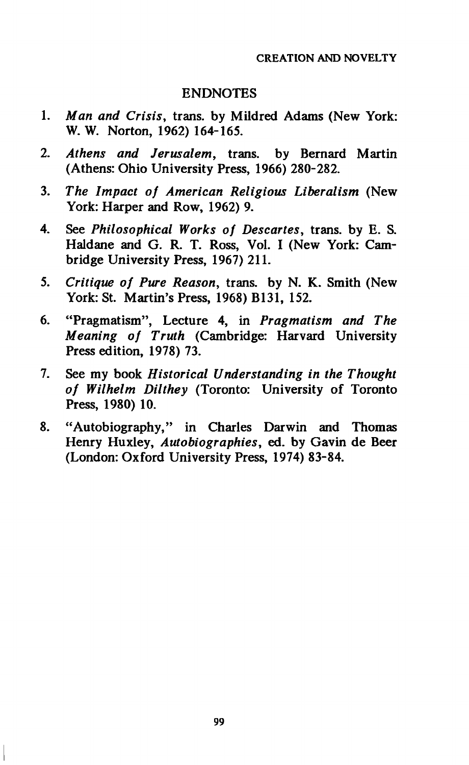## ENDNOTES

1. *Man and Crisis*, trans. by Mildred Adams (New York: W. W. Norton, 1962) 164-165.

2. *Athens and Jerusalem*, trans. by Bernard Martin (Athens: Ohio University Press, 1966) 280-282.

3. *The Impact of American Religious Liberalism* (New York: Harper and Row, 1962) 9.

4. See *Philosophical Works of Descartes*, trans. by E. S. Haldane and G. R. T. Ross, Vol. I (New York: Cambridge University Press, 1967) 211.

5. *Critique of Pure Reason*, trans. by N. K. Smith (New York: St. Martin's Press, 1968) B131, 152.

6. "Pragmatism", Lecture 4, in *Pragmatism and The Meaning of Truth* (Cambridge: Harvard University Press edition, 1978) 73.

7. See my book *Historical Understanding in the Thought of Wilhelm Dilthey* (Toronto: University of Toronto Press, 1980) 10.

8. "Autobiography," in Charles Darwin and Thomas Henry Huxley, *Autobiographies*, ed. by Gavin de Beer (London: Oxford University Press, 1974) 83-84.